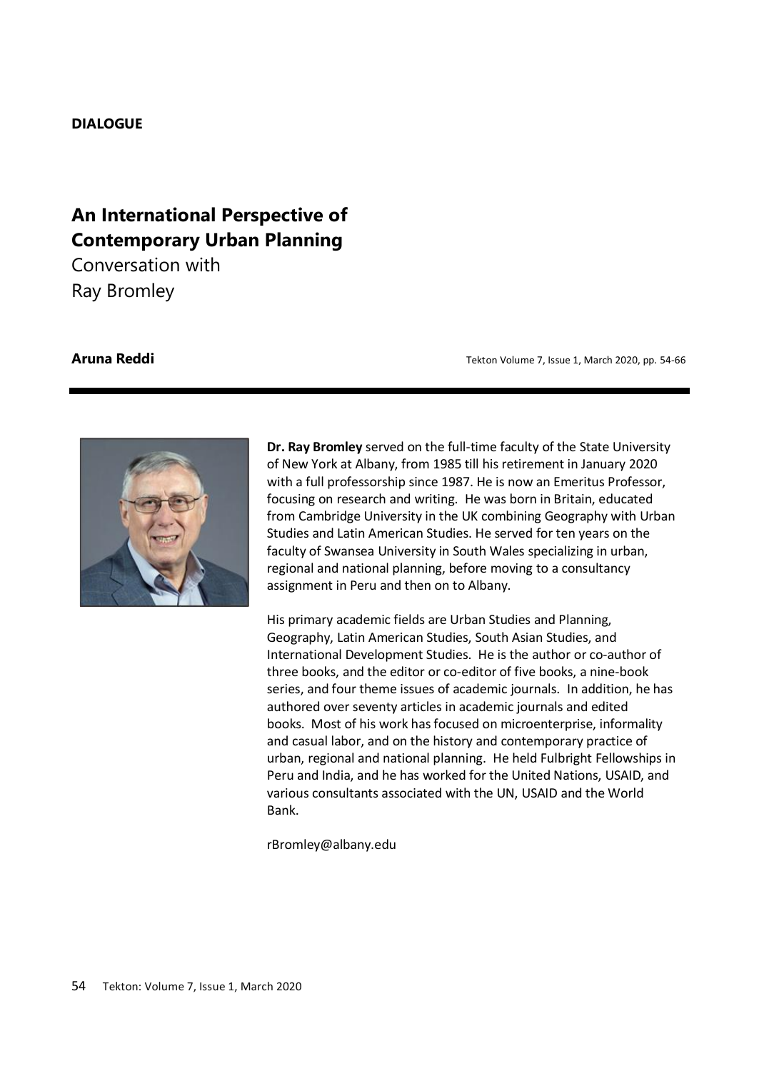**DIALOGUE**

# An International Perspective of Contemporary Urban Planning

Conversation with
Ray Bromley

**Aruna Reddi**

Tekton Volume 7, Issue 1, March 2020, pp. 54-66

**Dr. Ray Bromley** served on the full-time faculty of the State University of New York at Albany, from 1985 till his retirement in January 2020 with a full professorship since 1987. He is now an Emeritus Professor, focusing on research and writing. He was born in Britain, educated from Cambridge University in the UK combining Geography with Urban Studies and Latin American Studies. He served for ten years on the faculty of Swansea University in South Wales specializing in urban, regional and national planning, before moving to a consultancy assignment in Peru and then on to Albany.

His primary academic fields are Urban Studies and Planning, Geography, Latin American Studies, South Asian Studies, and International Development Studies. He is the author or co-author of three books, and the editor or co-editor of five books, a nine-book series, and four theme issues of academic journals. In addition, he has authored over seventy articles in academic journals and edited books. Most of his work has focused on microenterprise, informality and casual labor, and on the history and contemporary practice of urban, regional and national planning. He held Fulbright Fellowships in Peru and India, and he has worked for the United Nations, USAID, and various consultants associated with the UN, USAID and the World Bank.

rBromley@albany.edu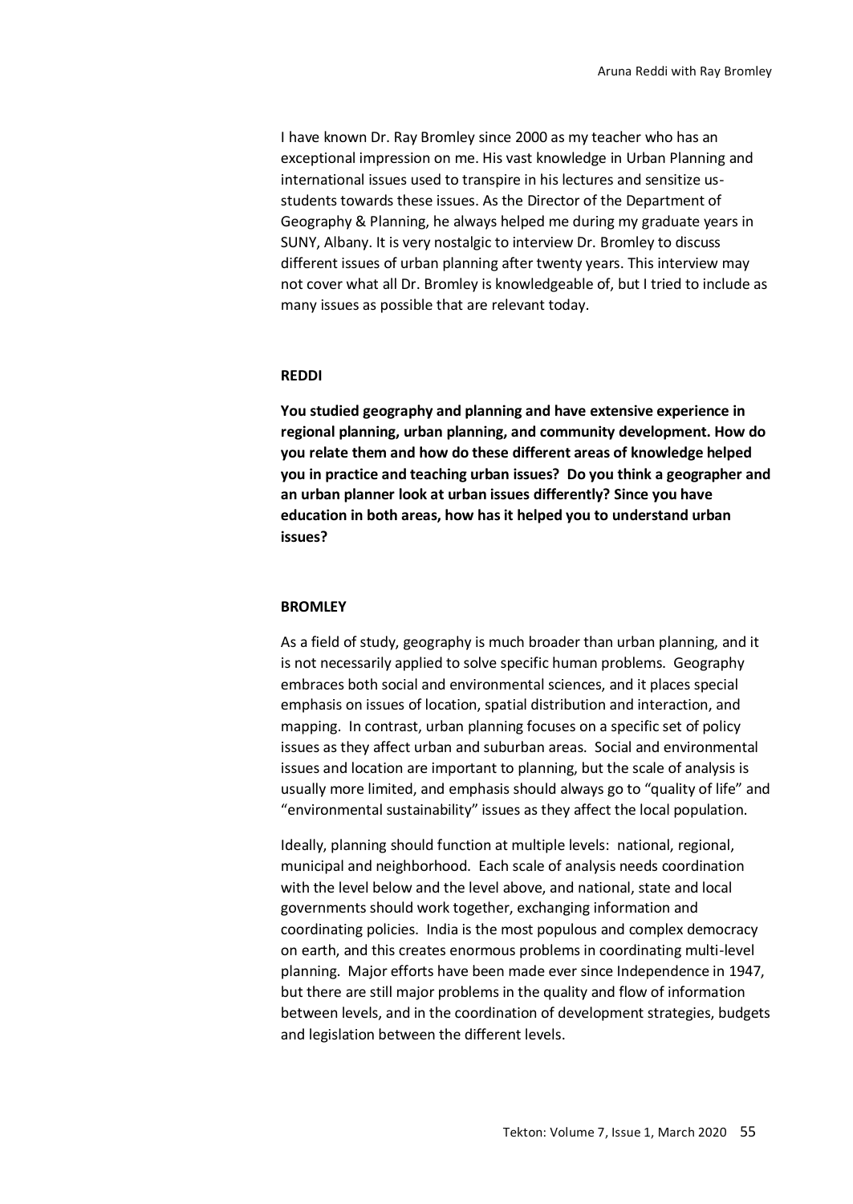I have known Dr. Ray Bromley since 2000 as my teacher who has an exceptional impression on me. His vast knowledge in Urban Planning and international issues used to transpire in his lectures and sensitize us-students towards these issues. As the Director of the Department of Geography & Planning, he always helped me during my graduate years in SUNY, Albany. It is very nostalgic to interview Dr. Bromley to discuss different issues of urban planning after twenty years. This interview may not cover what all Dr. Bromley is knowledgeable of, but I tried to include as many issues as possible that are relevant today.

**REDDI**

**You studied geography and planning and have extensive experience in regional planning, urban planning, and community development. How do you relate them and how do these different areas of knowledge helped you in practice and teaching urban issues? Do you think a geographer and an urban planner look at urban issues differently? Since you have education in both areas, how has it helped you to understand urban issues?**

**BROMLEY**

As a field of study, geography is much broader than urban planning, and it is not necessarily applied to solve specific human problems. Geography embraces both social and environmental sciences, and it places special emphasis on issues of location, spatial distribution and interaction, and mapping. In contrast, urban planning focuses on a specific set of policy issues as they affect urban and suburban areas. Social and environmental issues and location are important to planning, but the scale of analysis is usually more limited, and emphasis should always go to "quality of life" and "environmental sustainability" issues as they affect the local population.

Ideally, planning should function at multiple levels: national, regional, municipal and neighborhood. Each scale of analysis needs coordination with the level below and the level above, and national, state and local governments should work together, exchanging information and coordinating policies. India is the most populous and complex democracy on earth, and this creates enormous problems in coordinating multi-level planning. Major efforts have been made ever since Independence in 1947, but there are still major problems in the quality and flow of information between levels, and in the coordination of development strategies, budgets and legislation between the different levels.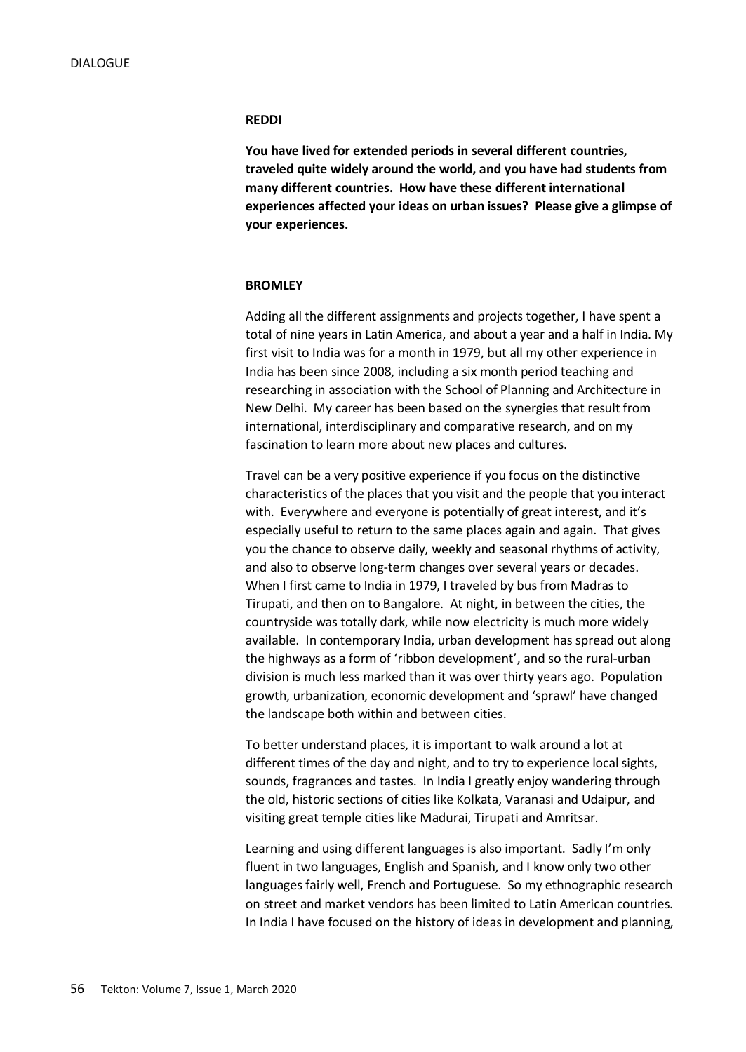**REDDI**

**You have lived for extended periods in several different countries, traveled quite widely around the world, and you have had students from many different countries. How have these different international experiences affected your ideas on urban issues? Please give a glimpse of your experiences.**

**BROMLEY**

Adding all the different assignments and projects together, I have spent a total of nine years in Latin America, and about a year and a half in India. My first visit to India was for a month in 1979, but all my other experience in India has been since 2008, including a six month period teaching and researching in association with the School of Planning and Architecture in New Delhi. My career has been based on the synergies that result from international, interdisciplinary and comparative research, and on my fascination to learn more about new places and cultures.

Travel can be a very positive experience if you focus on the distinctive characteristics of the places that you visit and the people that you interact with. Everywhere and everyone is potentially of great interest, and it's especially useful to return to the same places again and again. That gives you the chance to observe daily, weekly and seasonal rhythms of activity, and also to observe long-term changes over several years or decades. When I first came to India in 1979, I traveled by bus from Madras to Tirupati, and then on to Bangalore. At night, in between the cities, the countryside was totally dark, while now electricity is much more widely available. In contemporary India, urban development has spread out along the highways as a form of 'ribbon development', and so the rural-urban division is much less marked than it was over thirty years ago. Population growth, urbanization, economic development and 'sprawl' have changed the landscape both within and between cities.

To better understand places, it is important to walk around a lot at different times of the day and night, and to try to experience local sights, sounds, fragrances and tastes. In India I greatly enjoy wandering through the old, historic sections of cities like Kolkata, Varanasi and Udaipur, and visiting great temple cities like Madurai, Tirupati and Amritsar.

Learning and using different languages is also important. Sadly I'm only fluent in two languages, English and Spanish, and I know only two other languages fairly well, French and Portuguese. So my ethnographic research on street and market vendors has been limited to Latin American countries. In India I have focused on the history of ideas in development and planning,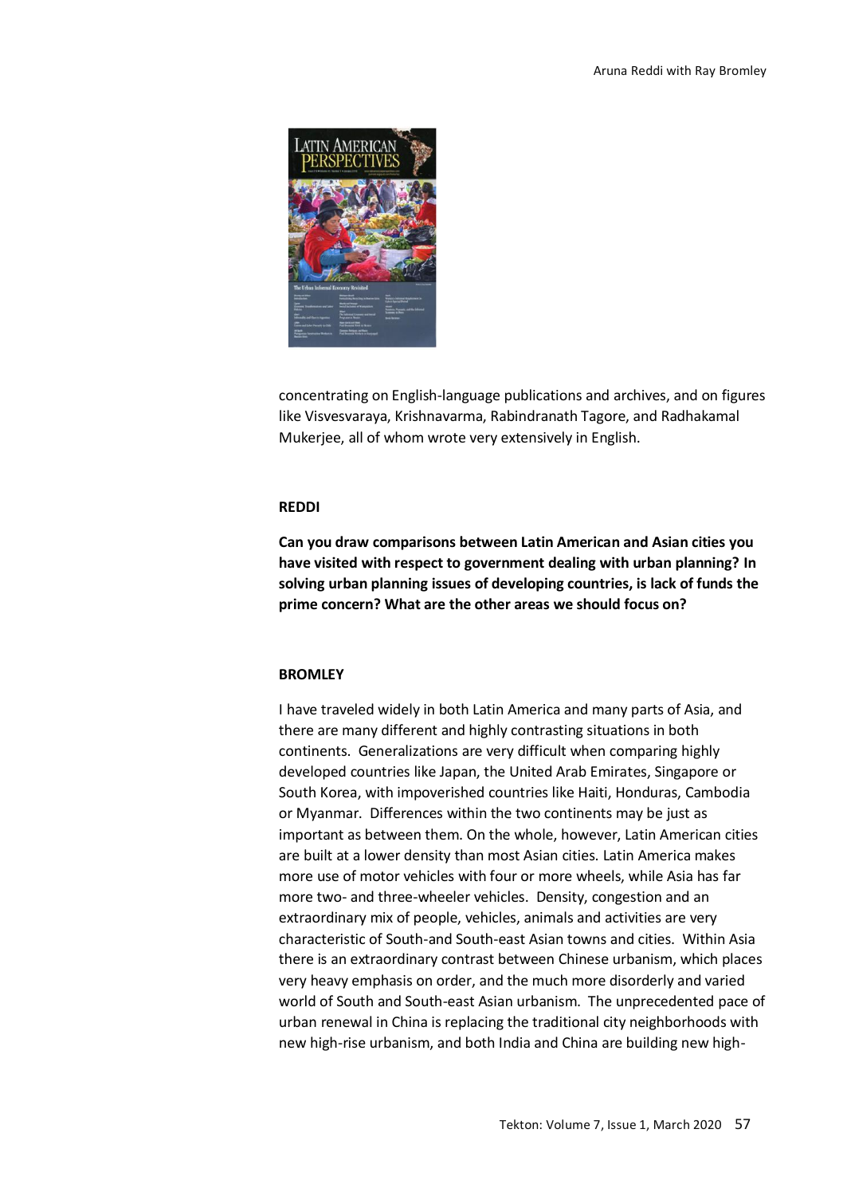concentrating on English-language publications and archives, and on figures like Visvesvaraya, Krishnavarma, Rabindranath Tagore, and Radhakamal Mukerjee, all of whom wrote very extensively in English.

**REDDI**

**Can you draw comparisons between Latin American and Asian cities you have visited with respect to government dealing with urban planning? In solving urban planning issues of developing countries, is lack of funds the prime concern? What are the other areas we should focus on?**

**BROMLEY**

I have traveled widely in both Latin America and many parts of Asia, and there are many different and highly contrasting situations in both continents. Generalizations are very difficult when comparing highly developed countries like Japan, the United Arab Emirates, Singapore or South Korea, with impoverished countries like Haiti, Honduras, Cambodia or Myanmar. Differences within the two continents may be just as important as between them. On the whole, however, Latin American cities are built at a lower density than most Asian cities. Latin America makes more use of motor vehicles with four or more wheels, while Asia has far more two- and three-wheeler vehicles. Density, congestion and an extraordinary mix of people, vehicles, animals and activities are very characteristic of South-and South-east Asian towns and cities. Within Asia there is an extraordinary contrast between Chinese urbanism, which places very heavy emphasis on order, and the much more disorderly and varied world of South and South-east Asian urbanism. The unprecedented pace of urban renewal in China is replacing the traditional city neighborhoods with new high-rise urbanism, and both India and China are building new high-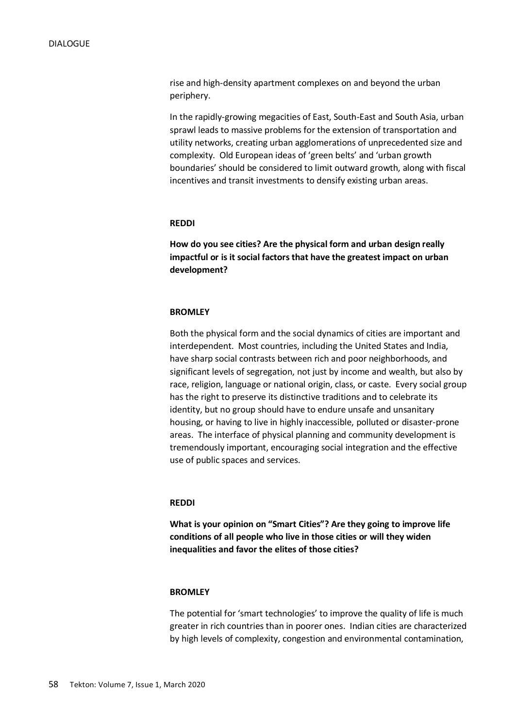rise and high-density apartment complexes on and beyond the urban periphery.

In the rapidly-growing megacities of East, South-East and South Asia, urban sprawl leads to massive problems for the extension of transportation and utility networks, creating urban agglomerations of unprecedented size and complexity. Old European ideas of 'green belts' and 'urban growth boundaries' should be considered to limit outward growth, along with fiscal incentives and transit investments to densify existing urban areas.

**REDDI**

**How do you see cities? Are the physical form and urban design really impactful or is it social factors that have the greatest impact on urban development?**

**BROMLEY**

Both the physical form and the social dynamics of cities are important and interdependent. Most countries, including the United States and India, have sharp social contrasts between rich and poor neighborhoods, and significant levels of segregation, not just by income and wealth, but also by race, religion, language or national origin, class, or caste. Every social group has the right to preserve its distinctive traditions and to celebrate its identity, but no group should have to endure unsafe and unsanitary housing, or having to live in highly inaccessible, polluted or disaster-prone areas. The interface of physical planning and community development is tremendously important, encouraging social integration and the effective use of public spaces and services.

**REDDI**

**What is your opinion on "Smart Cities"? Are they going to improve life conditions of all people who live in those cities or will they widen inequalities and favor the elites of those cities?**

**BROMLEY**

The potential for 'smart technologies' to improve the quality of life is much greater in rich countries than in poorer ones. Indian cities are characterized by high levels of complexity, congestion and environmental contamination,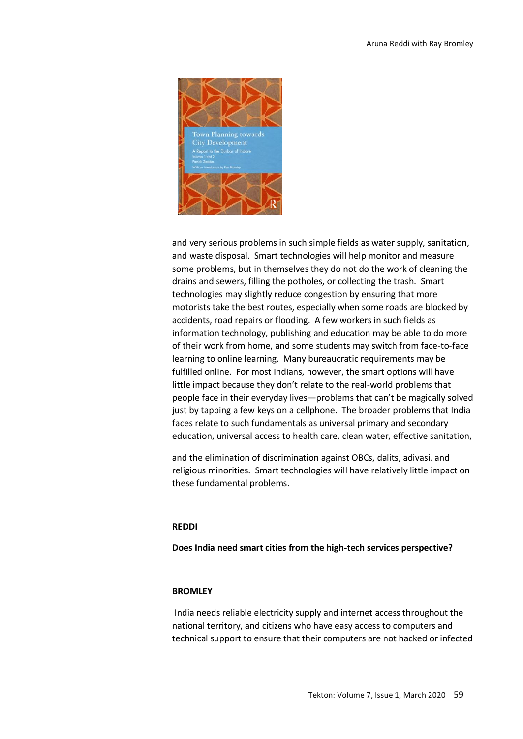and very serious problems in such simple fields as water supply, sanitation, and waste disposal. Smart technologies will help monitor and measure some problems, but in themselves they do not do the work of cleaning the drains and sewers, filling the potholes, or collecting the trash. Smart technologies may slightly reduce congestion by ensuring that more motorists take the best routes, especially when some roads are blocked by accidents, road repairs or flooding. A few workers in such fields as information technology, publishing and education may be able to do more of their work from home, and some students may switch from face-to-face learning to online learning. Many bureaucratic requirements may be fulfilled online. For most Indians, however, the smart options will have little impact because they don't relate to the real-world problems that people face in their everyday lives—problems that can't be magically solved just by tapping a few keys on a cellphone. The broader problems that India faces relate to such fundamentals as universal primary and secondary education, universal access to health care, clean water, effective sanitation,

and the elimination of discrimination against OBCs, dalits, adivasi, and religious minorities. Smart technologies will have relatively little impact on these fundamental problems.

**REDDI**

**Does India need smart cities from the high-tech services perspective?**

**BROMLEY**

India needs reliable electricity supply and internet access throughout the national territory, and citizens who have easy access to computers and technical support to ensure that their computers are not hacked or infected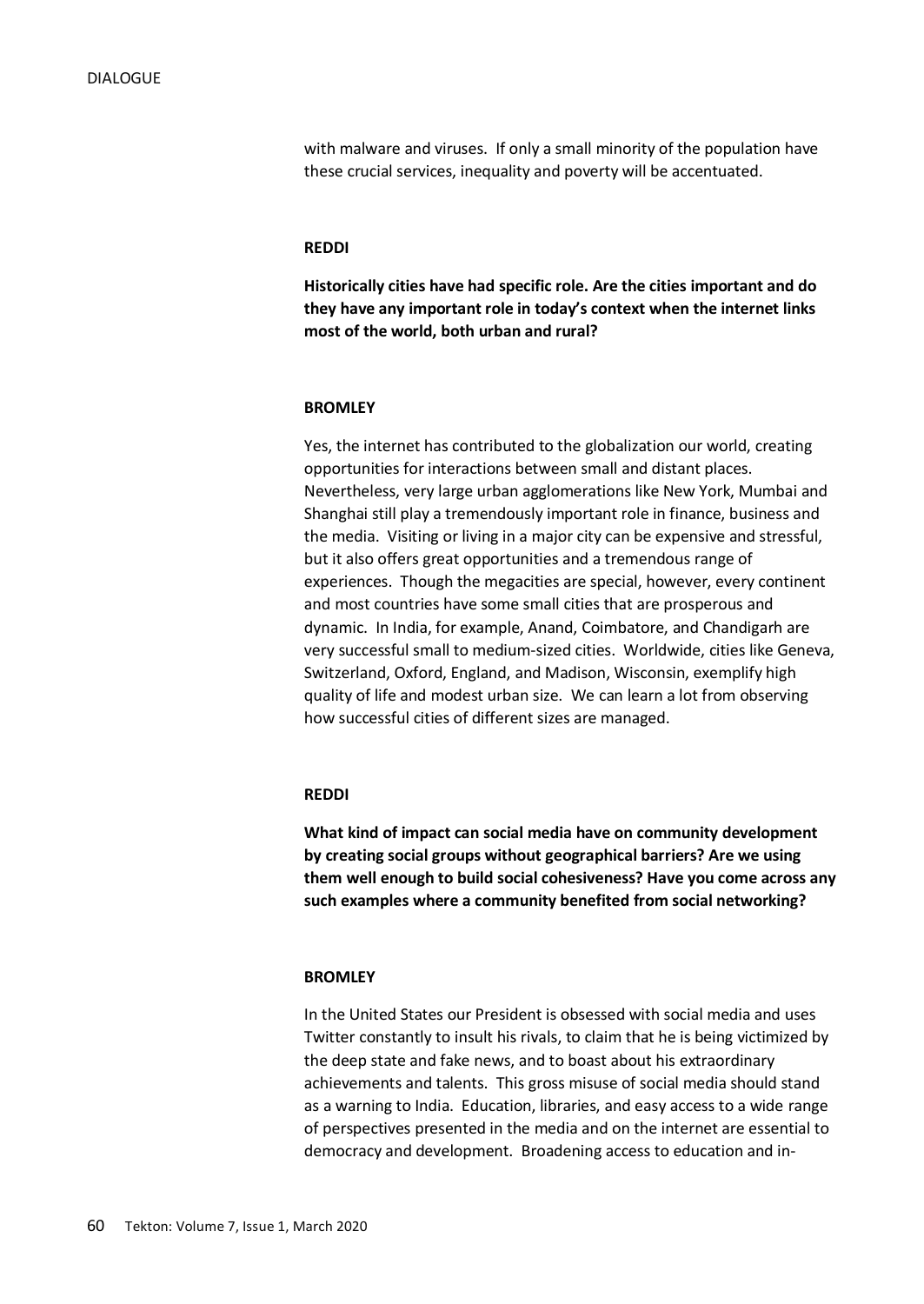with malware and viruses. If only a small minority of the population have these crucial services, inequality and poverty will be accentuated.

**REDDI**

**Historically cities have had specific role. Are the cities important and do they have any important role in today's context when the internet links most of the world, both urban and rural?**

**BROMLEY**

Yes, the internet has contributed to the globalization our world, creating opportunities for interactions between small and distant places. Nevertheless, very large urban agglomerations like New York, Mumbai and Shanghai still play a tremendously important role in finance, business and the media. Visiting or living in a major city can be expensive and stressful, but it also offers great opportunities and a tremendous range of experiences. Though the megacities are special, however, every continent and most countries have some small cities that are prosperous and dynamic. In India, for example, Anand, Coimbatore, and Chandigarh are very successful small to medium-sized cities. Worldwide, cities like Geneva, Switzerland, Oxford, England, and Madison, Wisconsin, exemplify high quality of life and modest urban size. We can learn a lot from observing how successful cities of different sizes are managed.

**REDDI**

**What kind of impact can social media have on community development by creating social groups without geographical barriers? Are we using them well enough to build social cohesiveness? Have you come across any such examples where a community benefited from social networking?**

**BROMLEY**

In the United States our President is obsessed with social media and uses Twitter constantly to insult his rivals, to claim that he is being victimized by the deep state and fake news, and to boast about his extraordinary achievements and talents. This gross misuse of social media should stand as a warning to India. Education, libraries, and easy access to a wide range of perspectives presented in the media and on the internet are essential to democracy and development. Broadening access to education and in-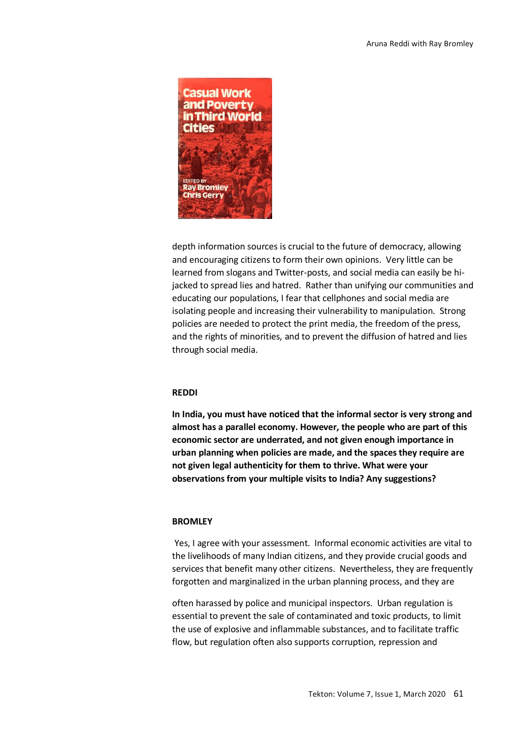depth information sources is crucial to the future of democracy, allowing and encouraging citizens to form their own opinions. Very little can be learned from slogans and Twitter-posts, and social media can easily be hi-jacked to spread lies and hatred. Rather than unifying our communities and educating our populations, I fear that cellphones and social media are isolating people and increasing their vulnerability to manipulation. Strong policies are needed to protect the print media, the freedom of the press, and the rights of minorities, and to prevent the diffusion of hatred and lies through social media.

**REDDI**

**In India, you must have noticed that the informal sector is very strong and almost has a parallel economy. However, the people who are part of this economic sector are underrated, and not given enough importance in urban planning when policies are made, and the spaces they require are not given legal authenticity for them to thrive. What were your observations from your multiple visits to India? Any suggestions?**

**BROMLEY**

Yes, I agree with your assessment. Informal economic activities are vital to the livelihoods of many Indian citizens, and they provide crucial goods and services that benefit many other citizens. Nevertheless, they are frequently forgotten and marginalized in the urban planning process, and they are often harassed by police and municipal inspectors. Urban regulation is essential to prevent the sale of contaminated and toxic products, to limit the use of explosive and inflammable substances, and to facilitate traffic flow, but regulation often also supports corruption, repression and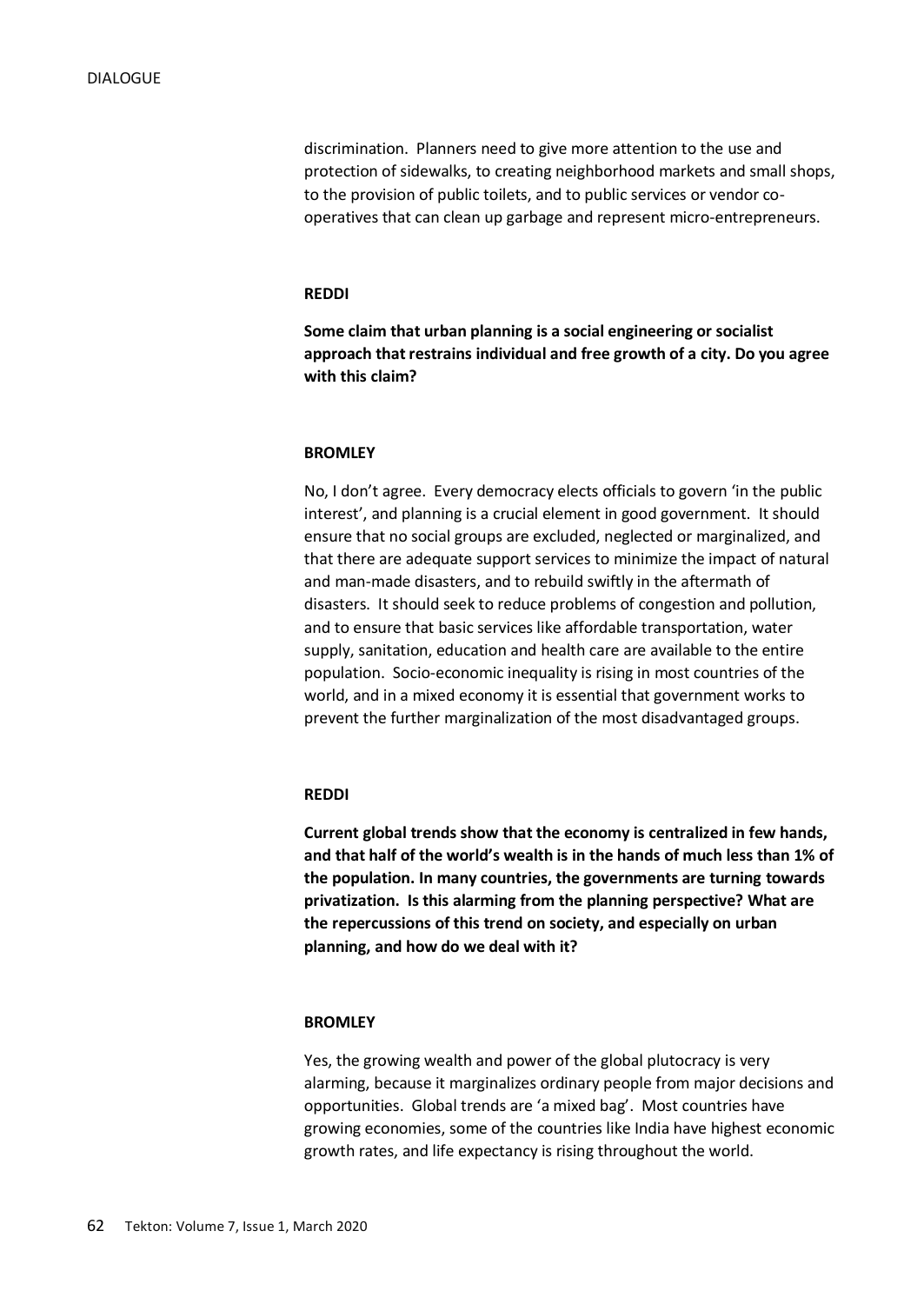discrimination. Planners need to give more attention to the use and protection of sidewalks, to creating neighborhood markets and small shops, to the provision of public toilets, and to public services or vendor co-operatives that can clean up garbage and represent micro-entrepreneurs.

**REDDI**

**Some claim that urban planning is a social engineering or socialist approach that restrains individual and free growth of a city. Do you agree with this claim?**

**BROMLEY**

No, I don't agree. Every democracy elects officials to govern 'in the public interest', and planning is a crucial element in good government. It should ensure that no social groups are excluded, neglected or marginalized, and that there are adequate support services to minimize the impact of natural and man-made disasters, and to rebuild swiftly in the aftermath of disasters. It should seek to reduce problems of congestion and pollution, and to ensure that basic services like affordable transportation, water supply, sanitation, education and health care are available to the entire population. Socio-economic inequality is rising in most countries of the world, and in a mixed economy it is essential that government works to prevent the further marginalization of the most disadvantaged groups.

**REDDI**

**Current global trends show that the economy is centralized in few hands, and that half of the world's wealth is in the hands of much less than 1% of the population. In many countries, the governments are turning towards privatization. Is this alarming from the planning perspective? What are the repercussions of this trend on society, and especially on urban planning, and how do we deal with it?**

**BROMLEY**

Yes, the growing wealth and power of the global plutocracy is very alarming, because it marginalizes ordinary people from major decisions and opportunities. Global trends are 'a mixed bag'. Most countries have growing economies, some of the countries like India have highest economic growth rates, and life expectancy is rising throughout the world.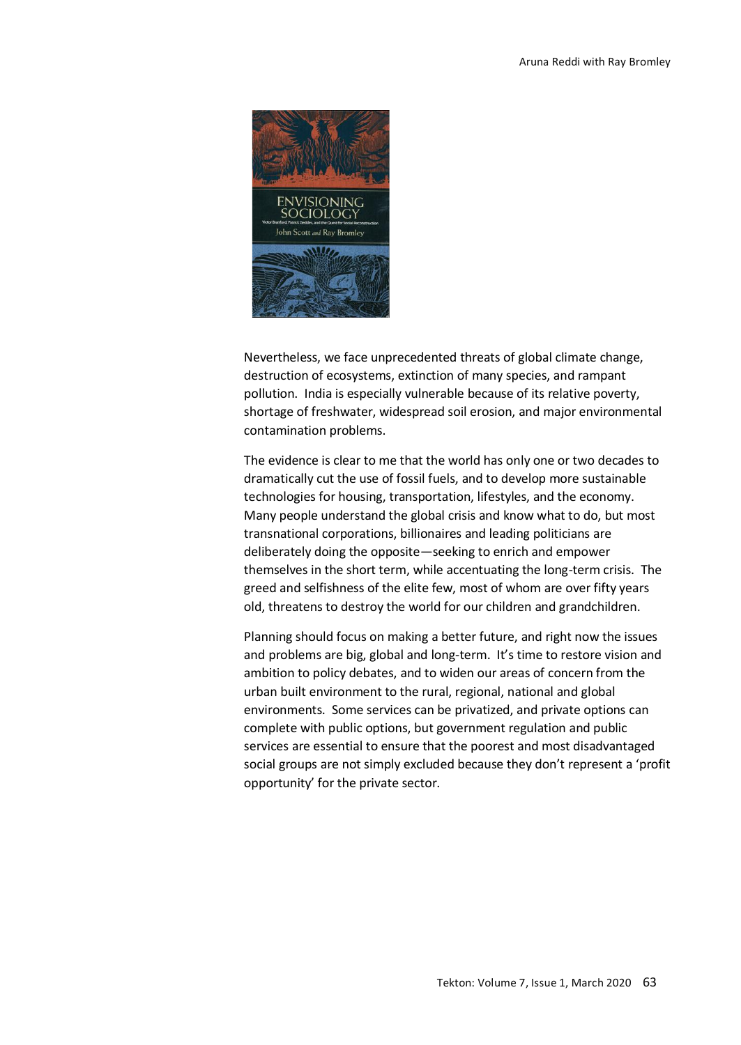Nevertheless, we face unprecedented threats of global climate change, destruction of ecosystems, extinction of many species, and rampant pollution. India is especially vulnerable because of its relative poverty, shortage of freshwater, widespread soil erosion, and major environmental contamination problems.

The evidence is clear to me that the world has only one or two decades to dramatically cut the use of fossil fuels, and to develop more sustainable technologies for housing, transportation, lifestyles, and the economy. Many people understand the global crisis and know what to do, but most transnational corporations, billionaires and leading politicians are deliberately doing the opposite—seeking to enrich and empower themselves in the short term, while accentuating the long-term crisis. The greed and selfishness of the elite few, most of whom are over fifty years old, threatens to destroy the world for our children and grandchildren.

Planning should focus on making a better future, and right now the issues and problems are big, global and long-term. It's time to restore vision and ambition to policy debates, and to widen our areas of concern from the urban built environment to the rural, regional, national and global environments. Some services can be privatized, and private options can complete with public options, but government regulation and public services are essential to ensure that the poorest and most disadvantaged social groups are not simply excluded because they don't represent a 'profit opportunity' for the private sector.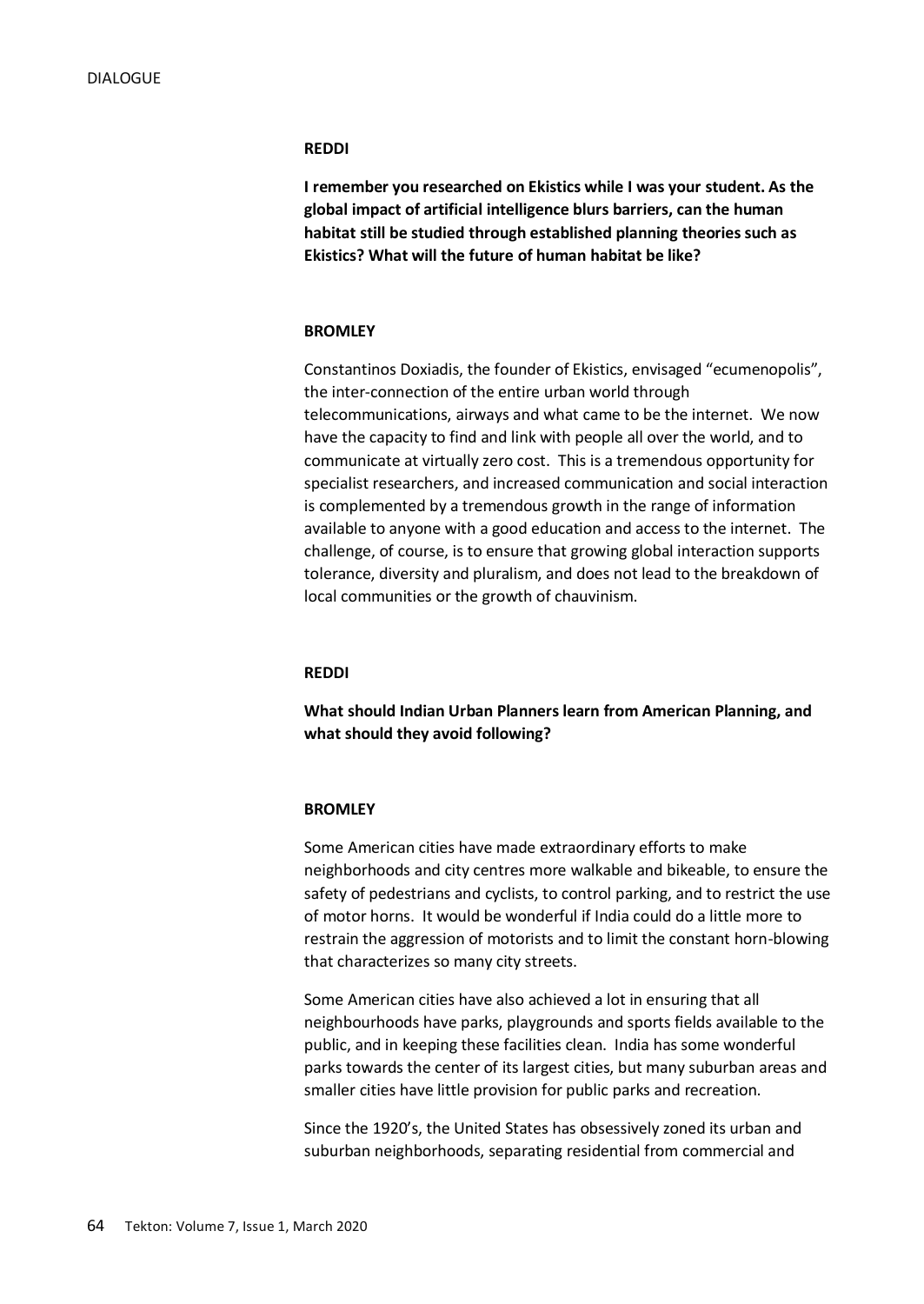**REDDI**

**I remember you researched on Ekistics while I was your student. As the global impact of artificial intelligence blurs barriers, can the human habitat still be studied through established planning theories such as Ekistics? What will the future of human habitat be like?**

**BROMLEY**

Constantinos Doxiadis, the founder of Ekistics, envisaged "ecumenopolis", the inter-connection of the entire urban world through telecommunications, airways and what came to be the internet. We now have the capacity to find and link with people all over the world, and to communicate at virtually zero cost. This is a tremendous opportunity for specialist researchers, and increased communication and social interaction is complemented by a tremendous growth in the range of information available to anyone with a good education and access to the internet. The challenge, of course, is to ensure that growing global interaction supports tolerance, diversity and pluralism, and does not lead to the breakdown of local communities or the growth of chauvinism.

**REDDI**

**What should Indian Urban Planners learn from American Planning, and what should they avoid following?**

**BROMLEY**

Some American cities have made extraordinary efforts to make neighborhoods and city centres more walkable and bikeable, to ensure the safety of pedestrians and cyclists, to control parking, and to restrict the use of motor horns. It would be wonderful if India could do a little more to restrain the aggression of motorists and to limit the constant horn-blowing that characterizes so many city streets.

Some American cities have also achieved a lot in ensuring that all neighbourhoods have parks, playgrounds and sports fields available to the public, and in keeping these facilities clean. India has some wonderful parks towards the center of its largest cities, but many suburban areas and smaller cities have little provision for public parks and recreation.

Since the 1920's, the United States has obsessively zoned its urban and suburban neighborhoods, separating residential from commercial and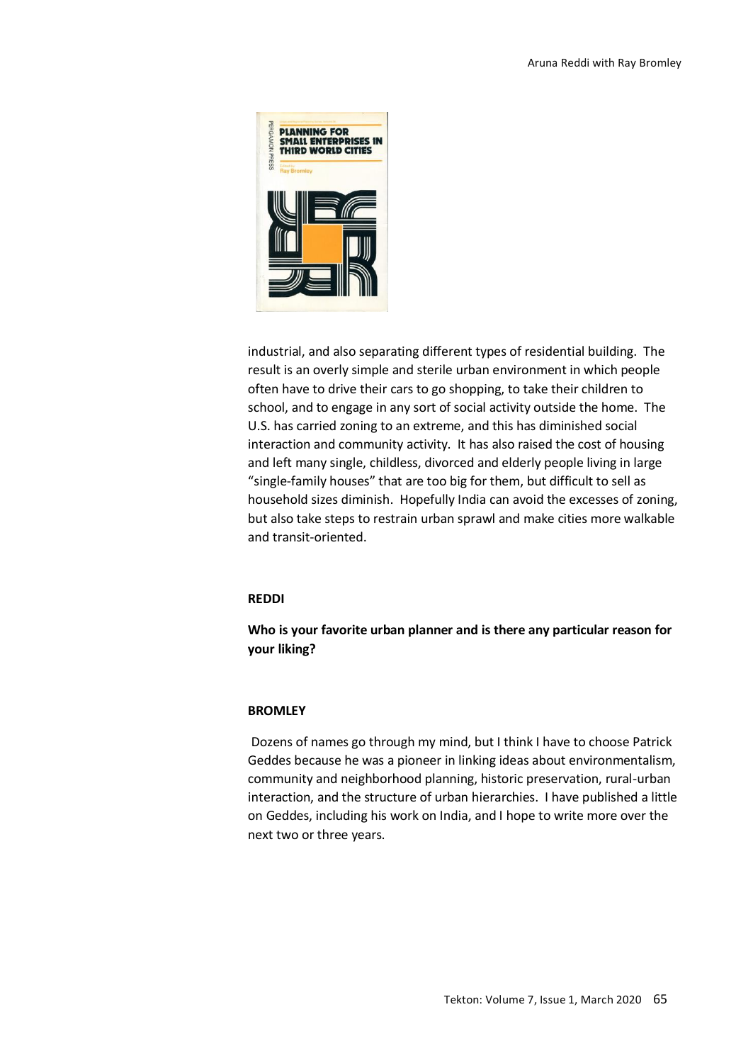industrial, and also separating different types of residential building. The result is an overly simple and sterile urban environment in which people often have to drive their cars to go shopping, to take their children to school, and to engage in any sort of social activity outside the home. The U.S. has carried zoning to an extreme, and this has diminished social interaction and community activity. It has also raised the cost of housing and left many single, childless, divorced and elderly people living in large "single-family houses" that are too big for them, but difficult to sell as household sizes diminish. Hopefully India can avoid the excesses of zoning, but also take steps to restrain urban sprawl and make cities more walkable and transit-oriented.

**REDDI**

**Who is your favorite urban planner and is there any particular reason for your liking?**

**BROMLEY**

Dozens of names go through my mind, but I think I have to choose Patrick Geddes because he was a pioneer in linking ideas about environmentalism, community and neighborhood planning, historic preservation, rural-urban interaction, and the structure of urban hierarchies. I have published a little on Geddes, including his work on India, and I hope to write more over the next two or three years.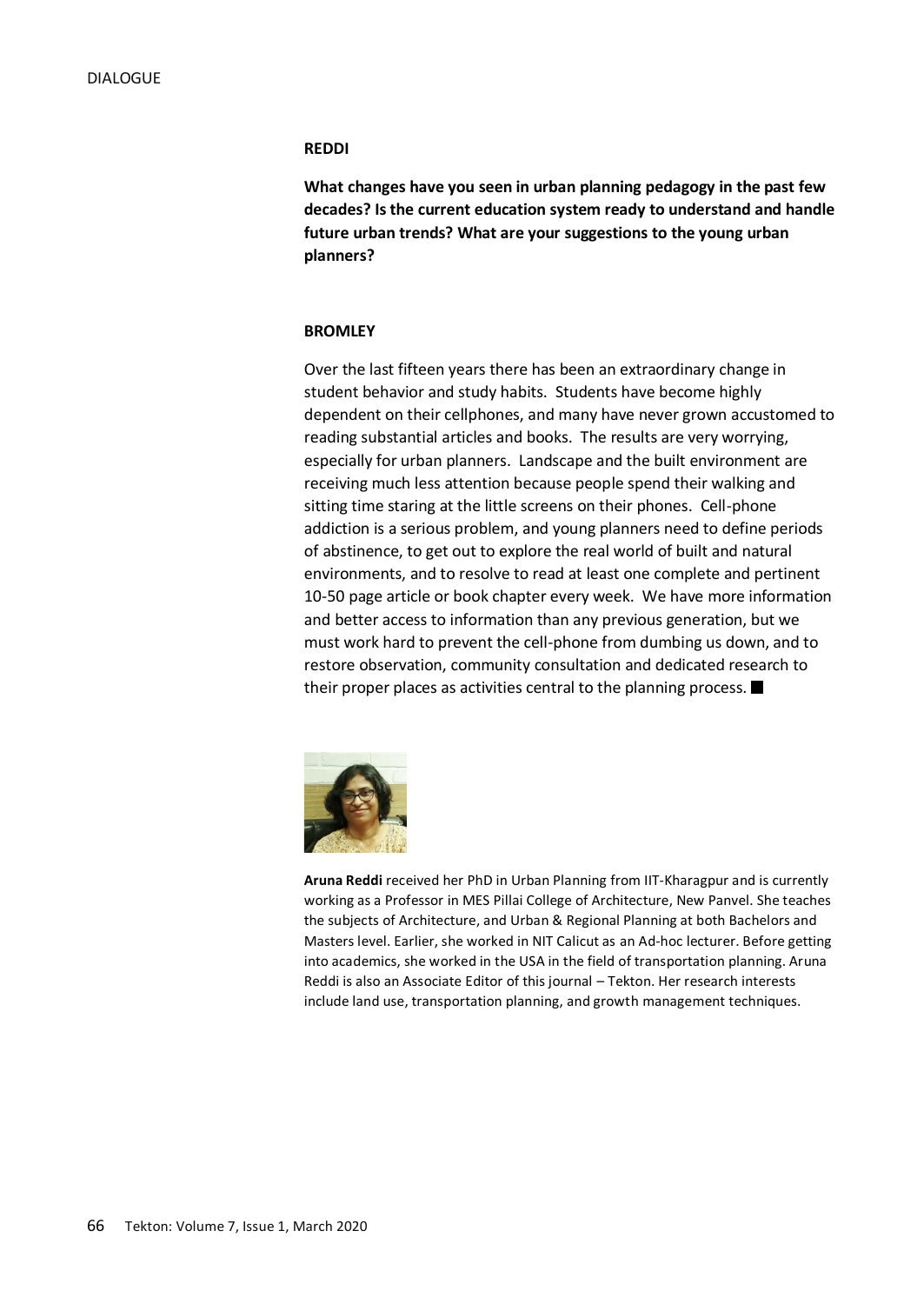**REDDI**

**What changes have you seen in urban planning pedagogy in the past few decades? Is the current education system ready to understand and handle future urban trends? What are your suggestions to the young urban planners?**

**BROMLEY**

Over the last fifteen years there has been an extraordinary change in student behavior and study habits. Students have become highly dependent on their cellphones, and many have never grown accustomed to reading substantial articles and books. The results are very worrying, especially for urban planners. Landscape and the built environment are receiving much less attention because people spend their walking and sitting time staring at the little screens on their phones. Cell-phone addiction is a serious problem, and young planners need to define periods of abstinence, to get out to explore the real world of built and natural environments, and to resolve to read at least one complete and pertinent 10-50 page article or book chapter every week. We have more information and better access to information than any previous generation, but we must work hard to prevent the cell-phone from dumbing us down, and to restore observation, community consultation and dedicated research to their proper places as activities central to the planning process. ■

**Aruna Reddi** received her PhD in Urban Planning from IIT-Kharagpur and is currently working as a Professor in MES Pillai College of Architecture, New Panvel. She teaches the subjects of Architecture, and Urban & Regional Planning at both Bachelors and Masters level. Earlier, she worked in NIT Calicut as an Ad-hoc lecturer. Before getting into academics, she worked in the USA in the field of transportation planning. Aruna Reddi is also an Associate Editor of this journal – Tekton. Her research interests include land use, transportation planning, and growth management techniques.